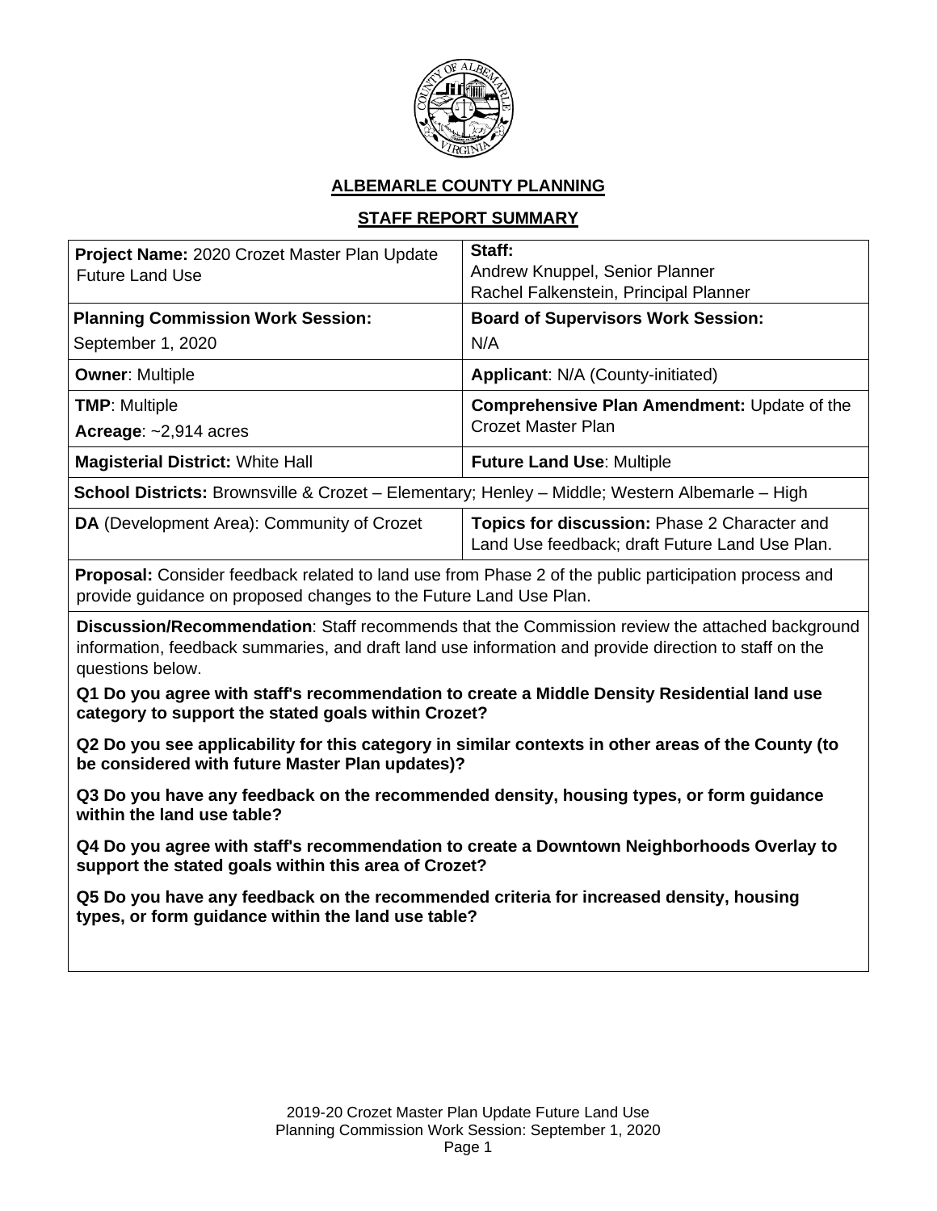## ALBEMARLE COUNTY PLANNING

## STAFF REPORT SUMMARY

| **Project Name:** 2020 Crozet Master Plan Update Future Land Use | **Staff:** Andrew Knuppel, Senior Planner Rachel Falkenstein, Principal Planner |
|---|---|
| **Planning Commission Work Session:** September 1, 2020 | **Board of Supervisors Work Session:** N/A |
| **Owner**: Multiple | **Applicant**: N/A (County-initiated) |
| **TMP**: Multiple **Acreage**: ~2,914 acres | **Comprehensive Plan Amendment:** Update of the Crozet Master Plan |
| **Magisterial District:** White Hall | **Future Land Use**: Multiple |
| **School Districts:** Brownsville & Crozet – Elementary; Henley – Middle; Western Albemarle – High | |
| **DA** (Development Area): Community of Crozet | **Topics for discussion:** Phase 2 Character and Land Use feedback; draft Future Land Use Plan. |
| **Proposal:** Consider feedback related to land use from Phase 2 of the public participation process and provide guidance on proposed changes to the Future Land Use Plan. | |

**Discussion/Recommendation**: Staff recommends that the Commission review the attached background information, feedback summaries, and draft land use information and provide direction to staff on the questions below.

**Q1 Do you agree with staff's recommendation to create a Middle Density Residential land use category to support the stated goals within Crozet?**

**Q2 Do you see applicability for this category in similar contexts in other areas of the County (to be considered with future Master Plan updates)?**

**Q3 Do you have any feedback on the recommended density, housing types, or form guidance within the land use table?**

**Q4 Do you agree with staff's recommendation to create a Downtown Neighborhoods Overlay to support the stated goals within this area of Crozet?**

**Q5 Do you have any feedback on the recommended criteria for increased density, housing types, or form guidance within the land use table?**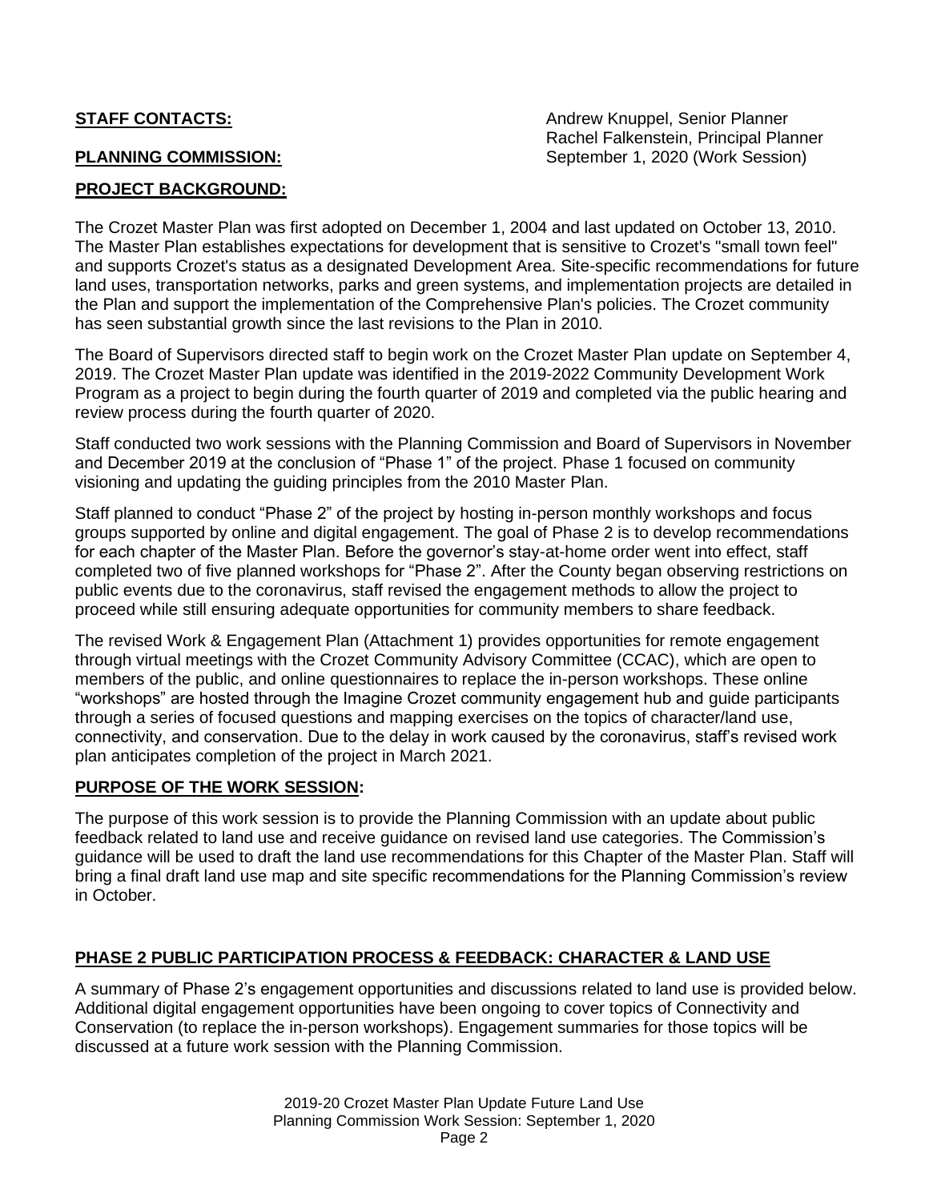**STAFF CONTACTS:** Andrew Knuppel, Senior Planner
Rachel Falkenstein, Principal Planner

**PLANNING COMMISSION:** September 1, 2020 (Work Session)

**PROJECT BACKGROUND:**

The Crozet Master Plan was first adopted on December 1, 2004 and last updated on October 13, 2010. The Master Plan establishes expectations for development that is sensitive to Crozet's "small town feel" and supports Crozet's status as a designated Development Area. Site-specific recommendations for future land uses, transportation networks, parks and green systems, and implementation projects are detailed in the Plan and support the implementation of the Comprehensive Plan's policies. The Crozet community has seen substantial growth since the last revisions to the Plan in 2010.

The Board of Supervisors directed staff to begin work on the Crozet Master Plan update on September 4, 2019. The Crozet Master Plan update was identified in the 2019-2022 Community Development Work Program as a project to begin during the fourth quarter of 2019 and completed via the public hearing and review process during the fourth quarter of 2020.

Staff conducted two work sessions with the Planning Commission and Board of Supervisors in November and December 2019 at the conclusion of "Phase 1" of the project. Phase 1 focused on community visioning and updating the guiding principles from the 2010 Master Plan.

Staff planned to conduct "Phase 2" of the project by hosting in-person monthly workshops and focus groups supported by online and digital engagement. The goal of Phase 2 is to develop recommendations for each chapter of the Master Plan. Before the governor's stay-at-home order went into effect, staff completed two of five planned workshops for "Phase 2". After the County began observing restrictions on public events due to the coronavirus, staff revised the engagement methods to allow the project to proceed while still ensuring adequate opportunities for community members to share feedback.

The revised Work & Engagement Plan (Attachment 1) provides opportunities for remote engagement through virtual meetings with the Crozet Community Advisory Committee (CCAC), which are open to members of the public, and online questionnaires to replace the in-person workshops. These online "workshops" are hosted through the Imagine Crozet community engagement hub and guide participants through a series of focused questions and mapping exercises on the topics of character/land use, connectivity, and conservation. Due to the delay in work caused by the coronavirus, staff's revised work plan anticipates completion of the project in March 2021.

**PURPOSE OF THE WORK SESSION:**

The purpose of this work session is to provide the Planning Commission with an update about public feedback related to land use and receive guidance on revised land use categories. The Commission's guidance will be used to draft the land use recommendations for this Chapter of the Master Plan. Staff will bring a final draft land use map and site specific recommendations for the Planning Commission's review in October.

**PHASE 2 PUBLIC PARTICIPATION PROCESS & FEEDBACK: CHARACTER & LAND USE**

A summary of Phase 2's engagement opportunities and discussions related to land use is provided below. Additional digital engagement opportunities have been ongoing to cover topics of Connectivity and Conservation (to replace the in-person workshops). Engagement summaries for those topics will be discussed at a future work session with the Planning Commission.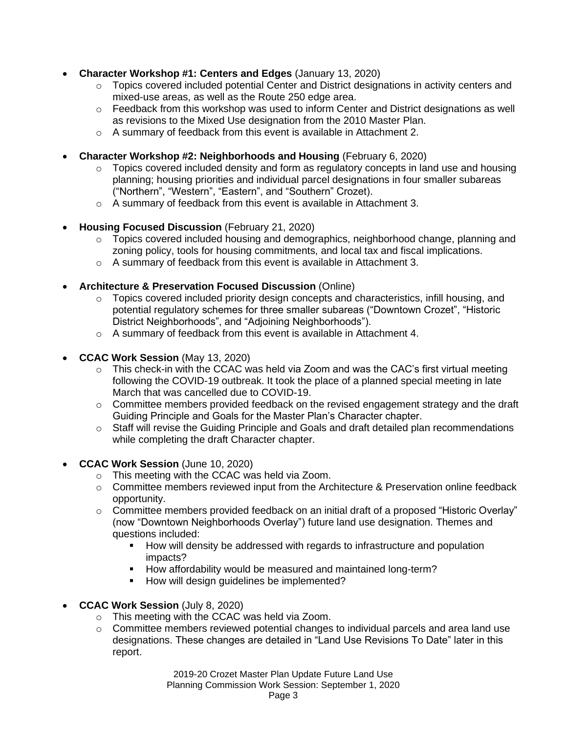- **Character Workshop #1: Centers and Edges** (January 13, 2020)
  - Topics covered included potential Center and District designations in activity centers and mixed-use areas, as well as the Route 250 edge area.
  - Feedback from this workshop was used to inform Center and District designations as well as revisions to the Mixed Use designation from the 2010 Master Plan.
  - A summary of feedback from this event is available in Attachment 2.

- **Character Workshop #2: Neighborhoods and Housing** (February 6, 2020)
  - Topics covered included density and form as regulatory concepts in land use and housing planning; housing priorities and individual parcel designations in four smaller subareas ("Northern", "Western", "Eastern", and "Southern" Crozet).
  - A summary of feedback from this event is available in Attachment 3.

- **Housing Focused Discussion** (February 21, 2020)
  - Topics covered included housing and demographics, neighborhood change, planning and zoning policy, tools for housing commitments, and local tax and fiscal implications.
  - A summary of feedback from this event is available in Attachment 3.

- **Architecture & Preservation Focused Discussion** (Online)
  - Topics covered included priority design concepts and characteristics, infill housing, and potential regulatory schemes for three smaller subareas ("Downtown Crozet", "Historic District Neighborhoods", and "Adjoining Neighborhoods").
  - A summary of feedback from this event is available in Attachment 4.

- **CCAC Work Session** (May 13, 2020)
  - This check-in with the CCAC was held via Zoom and was the CAC's first virtual meeting following the COVID-19 outbreak. It took the place of a planned special meeting in late March that was cancelled due to COVID-19.
  - Committee members provided feedback on the revised engagement strategy and the draft Guiding Principle and Goals for the Master Plan's Character chapter.
  - Staff will revise the Guiding Principle and Goals and draft detailed plan recommendations while completing the draft Character chapter.

- **CCAC Work Session** (June 10, 2020)
  - This meeting with the CCAC was held via Zoom.
  - Committee members reviewed input from the Architecture & Preservation online feedback opportunity.
  - Committee members provided feedback on an initial draft of a proposed "Historic Overlay" (now "Downtown Neighborhoods Overlay") future land use designation. Themes and questions included:
    - How will density be addressed with regards to infrastructure and population impacts?
    - How affordability would be measured and maintained long-term?
    - How will design guidelines be implemented?

- **CCAC Work Session** (July 8, 2020)
  - This meeting with the CCAC was held via Zoom.
  - Committee members reviewed potential changes to individual parcels and area land use designations. These changes are detailed in "Land Use Revisions To Date" later in this report.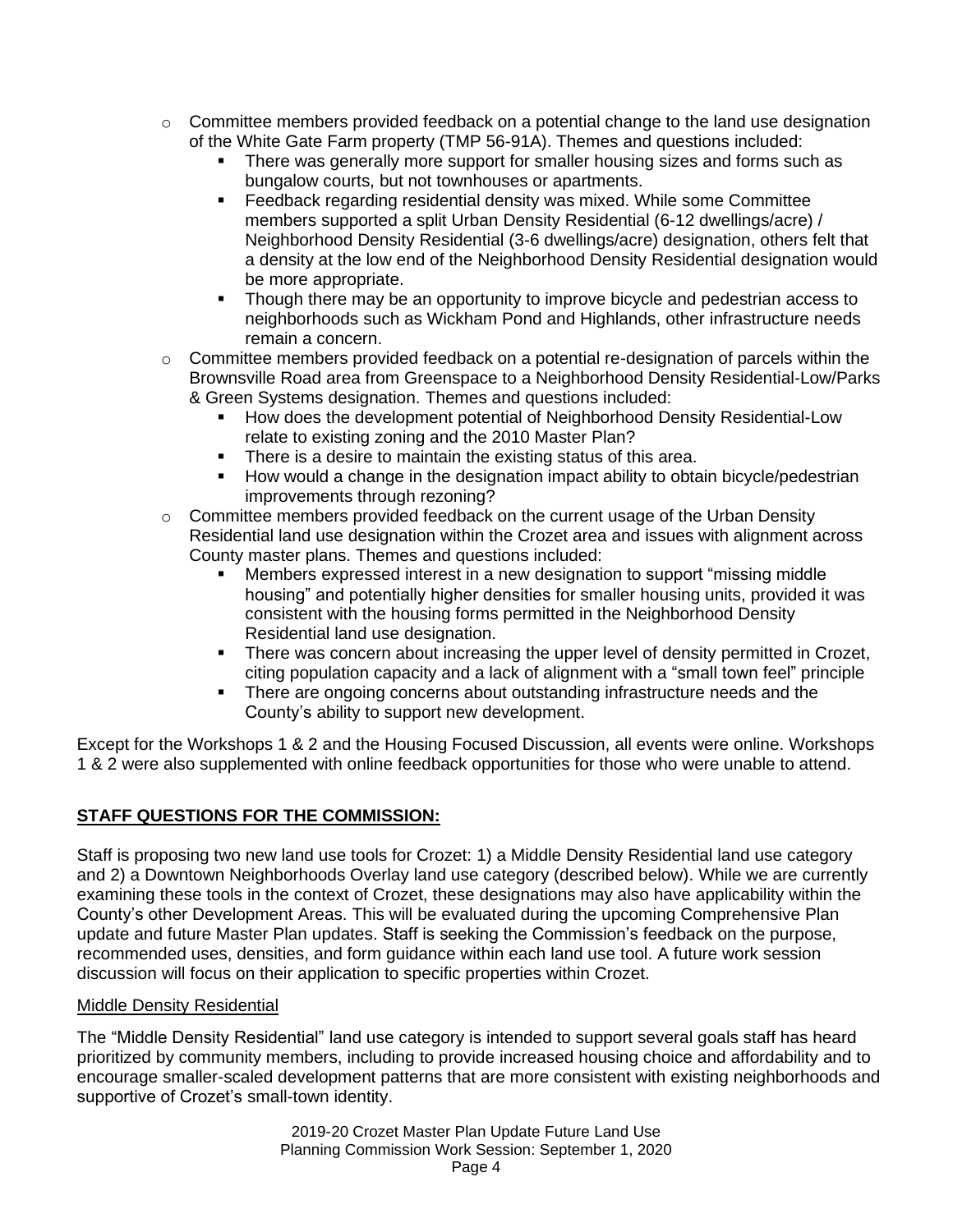- Committee members provided feedback on a potential change to the land use designation of the White Gate Farm property (TMP 56-91A). Themes and questions included:
  - There was generally more support for smaller housing sizes and forms such as bungalow courts, but not townhouses or apartments.
  - Feedback regarding residential density was mixed. While some Committee members supported a split Urban Density Residential (6-12 dwellings/acre) / Neighborhood Density Residential (3-6 dwellings/acre) designation, others felt that a density at the low end of the Neighborhood Density Residential designation would be more appropriate.
  - Though there may be an opportunity to improve bicycle and pedestrian access to neighborhoods such as Wickham Pond and Highlands, other infrastructure needs remain a concern.
- Committee members provided feedback on a potential re-designation of parcels within the Brownsville Road area from Greenspace to a Neighborhood Density Residential-Low/Parks & Green Systems designation. Themes and questions included:
  - How does the development potential of Neighborhood Density Residential-Low relate to existing zoning and the 2010 Master Plan?
  - There is a desire to maintain the existing status of this area.
  - How would a change in the designation impact ability to obtain bicycle/pedestrian improvements through rezoning?
- Committee members provided feedback on the current usage of the Urban Density Residential land use designation within the Crozet area and issues with alignment across County master plans. Themes and questions included:
  - Members expressed interest in a new designation to support "missing middle housing" and potentially higher densities for smaller housing units, provided it was consistent with the housing forms permitted in the Neighborhood Density Residential land use designation.
  - There was concern about increasing the upper level of density permitted in Crozet, citing population capacity and a lack of alignment with a "small town feel" principle
  - There are ongoing concerns about outstanding infrastructure needs and the County's ability to support new development.

Except for the Workshops 1 & 2 and the Housing Focused Discussion, all events were online. Workshops 1 & 2 were also supplemented with online feedback opportunities for those who were unable to attend.

## **STAFF QUESTIONS FOR THE COMMISSION:**

Staff is proposing two new land use tools for Crozet: 1) a Middle Density Residential land use category and 2) a Downtown Neighborhoods Overlay land use category (described below). While we are currently examining these tools in the context of Crozet, these designations may also have applicability within the County's other Development Areas. This will be evaluated during the upcoming Comprehensive Plan update and future Master Plan updates. Staff is seeking the Commission's feedback on the purpose, recommended uses, densities, and form guidance within each land use tool. A future work session discussion will focus on their application to specific properties within Crozet.

### Middle Density Residential

The "Middle Density Residential" land use category is intended to support several goals staff has heard prioritized by community members, including to provide increased housing choice and affordability and to encourage smaller-scaled development patterns that are more consistent with existing neighborhoods and supportive of Crozet's small-town identity.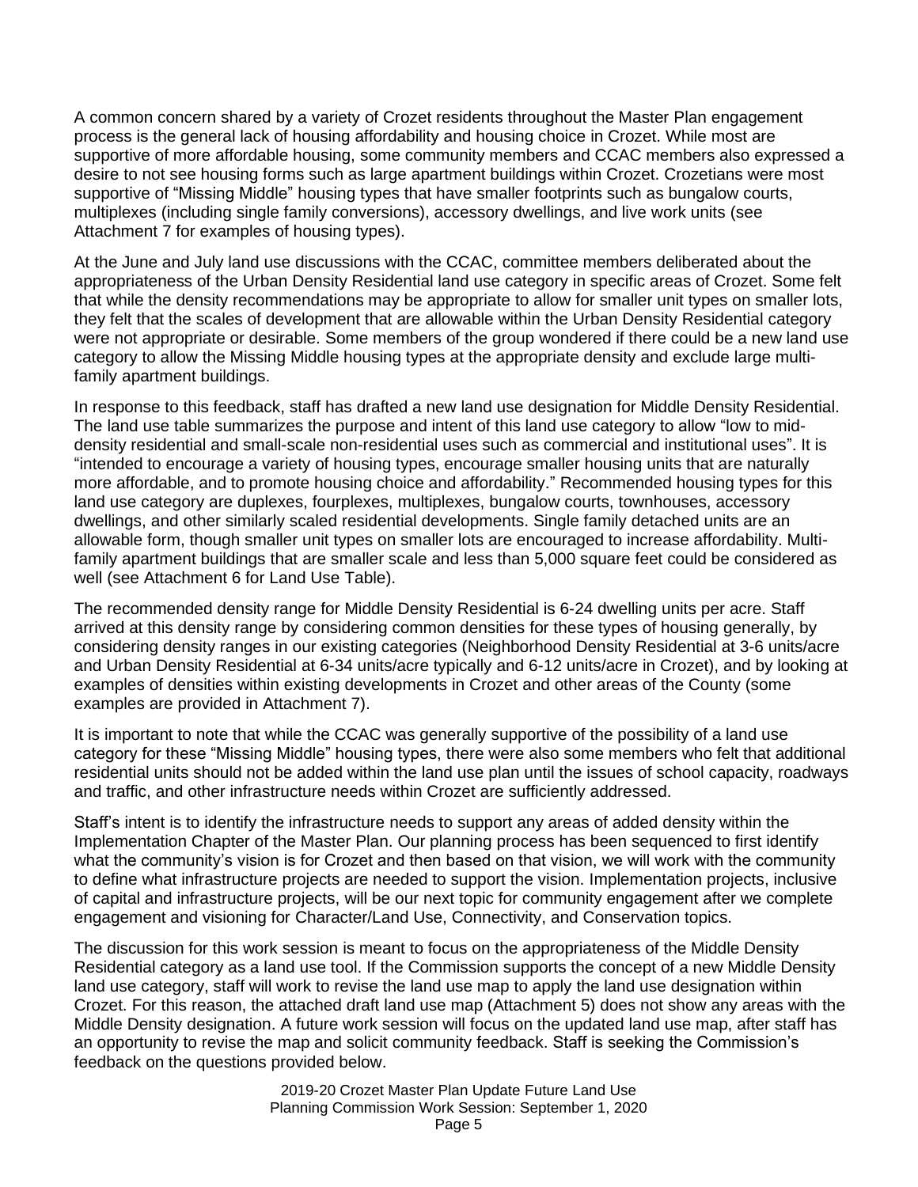A common concern shared by a variety of Crozet residents throughout the Master Plan engagement process is the general lack of housing affordability and housing choice in Crozet. While most are supportive of more affordable housing, some community members and CCAC members also expressed a desire to not see housing forms such as large apartment buildings within Crozet. Crozetians were most supportive of "Missing Middle" housing types that have smaller footprints such as bungalow courts, multiplexes (including single family conversions), accessory dwellings, and live work units (see Attachment 7 for examples of housing types).

At the June and July land use discussions with the CCAC, committee members deliberated about the appropriateness of the Urban Density Residential land use category in specific areas of Crozet. Some felt that while the density recommendations may be appropriate to allow for smaller unit types on smaller lots, they felt that the scales of development that are allowable within the Urban Density Residential category were not appropriate or desirable. Some members of the group wondered if there could be a new land use category to allow the Missing Middle housing types at the appropriate density and exclude large multi-family apartment buildings.

In response to this feedback, staff has drafted a new land use designation for Middle Density Residential. The land use table summarizes the purpose and intent of this land use category to allow "low to mid-density residential and small-scale non-residential uses such as commercial and institutional uses". It is "intended to encourage a variety of housing types, encourage smaller housing units that are naturally more affordable, and to promote housing choice and affordability." Recommended housing types for this land use category are duplexes, fourplexes, multiplexes, bungalow courts, townhouses, accessory dwellings, and other similarly scaled residential developments. Single family detached units are an allowable form, though smaller unit types on smaller lots are encouraged to increase affordability. Multi-family apartment buildings that are smaller scale and less than 5,000 square feet could be considered as well (see Attachment 6 for Land Use Table).

The recommended density range for Middle Density Residential is 6-24 dwelling units per acre. Staff arrived at this density range by considering common densities for these types of housing generally, by considering density ranges in our existing categories (Neighborhood Density Residential at 3-6 units/acre and Urban Density Residential at 6-34 units/acre typically and 6-12 units/acre in Crozet), and by looking at examples of densities within existing developments in Crozet and other areas of the County (some examples are provided in Attachment 7).

It is important to note that while the CCAC was generally supportive of the possibility of a land use category for these "Missing Middle" housing types, there were also some members who felt that additional residential units should not be added within the land use plan until the issues of school capacity, roadways and traffic, and other infrastructure needs within Crozet are sufficiently addressed.

Staff's intent is to identify the infrastructure needs to support any areas of added density within the Implementation Chapter of the Master Plan. Our planning process has been sequenced to first identify what the community's vision is for Crozet and then based on that vision, we will work with the community to define what infrastructure projects are needed to support the vision. Implementation projects, inclusive of capital and infrastructure projects, will be our next topic for community engagement after we complete engagement and visioning for Character/Land Use, Connectivity, and Conservation topics.

The discussion for this work session is meant to focus on the appropriateness of the Middle Density Residential category as a land use tool. If the Commission supports the concept of a new Middle Density land use category, staff will work to revise the land use map to apply the land use designation within Crozet. For this reason, the attached draft land use map (Attachment 5) does not show any areas with the Middle Density designation. A future work session will focus on the updated land use map, after staff has an opportunity to revise the map and solicit community feedback. Staff is seeking the Commission's feedback on the questions provided below.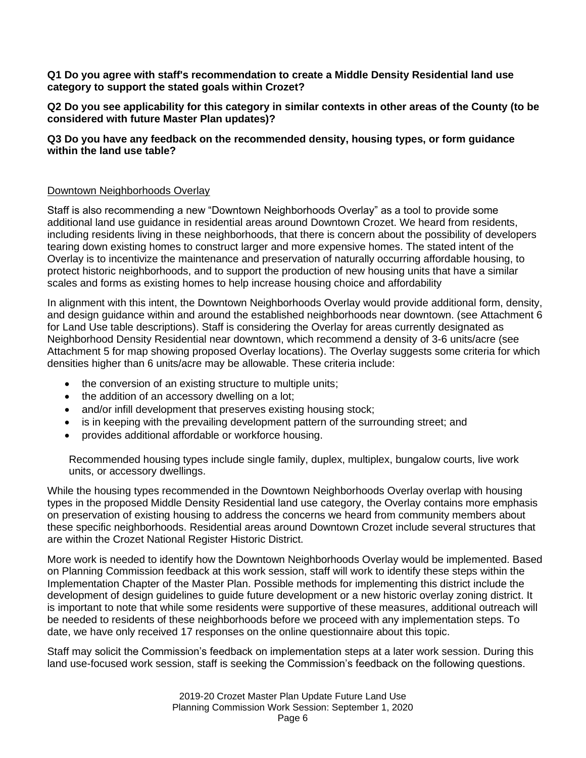**Q1 Do you agree with staff's recommendation to create a Middle Density Residential land use category to support the stated goals within Crozet?**

**Q2 Do you see applicability for this category in similar contexts in other areas of the County (to be considered with future Master Plan updates)?**

**Q3 Do you have any feedback on the recommended density, housing types, or form guidance within the land use table?**

<u>Downtown Neighborhoods Overlay</u>

Staff is also recommending a new "Downtown Neighborhoods Overlay" as a tool to provide some additional land use guidance in residential areas around Downtown Crozet. We heard from residents, including residents living in these neighborhoods, that there is concern about the possibility of developers tearing down existing homes to construct larger and more expensive homes. The stated intent of the Overlay is to incentivize the maintenance and preservation of naturally occurring affordable housing, to protect historic neighborhoods, and to support the production of new housing units that have a similar scales and forms as existing homes to help increase housing choice and affordability

In alignment with this intent, the Downtown Neighborhoods Overlay would provide additional form, density, and design guidance within and around the established neighborhoods near downtown. (see Attachment 6 for Land Use table descriptions). Staff is considering the Overlay for areas currently designated as Neighborhood Density Residential near downtown, which recommend a density of 3-6 units/acre (see Attachment 5 for map showing proposed Overlay locations). The Overlay suggests some criteria for which densities higher than 6 units/acre may be allowable. These criteria include:

- the conversion of an existing structure to multiple units;
- the addition of an accessory dwelling on a lot;
- and/or infill development that preserves existing housing stock;
- is in keeping with the prevailing development pattern of the surrounding street; and
- provides additional affordable or workforce housing.

Recommended housing types include single family, duplex, multiplex, bungalow courts, live work units, or accessory dwellings.

While the housing types recommended in the Downtown Neighborhoods Overlay overlap with housing types in the proposed Middle Density Residential land use category, the Overlay contains more emphasis on preservation of existing housing to address the concerns we heard from community members about these specific neighborhoods. Residential areas around Downtown Crozet include several structures that are within the Crozet National Register Historic District.

More work is needed to identify how the Downtown Neighborhoods Overlay would be implemented. Based on Planning Commission feedback at this work session, staff will work to identify these steps within the Implementation Chapter of the Master Plan. Possible methods for implementing this district include the development of design guidelines to guide future development or a new historic overlay zoning district. It is important to note that while some residents were supportive of these measures, additional outreach will be needed to residents of these neighborhoods before we proceed with any implementation steps. To date, we have only received 17 responses on the online questionnaire about this topic.

Staff may solicit the Commission's feedback on implementation steps at a later work session. During this land use-focused work session, staff is seeking the Commission's feedback on the following questions.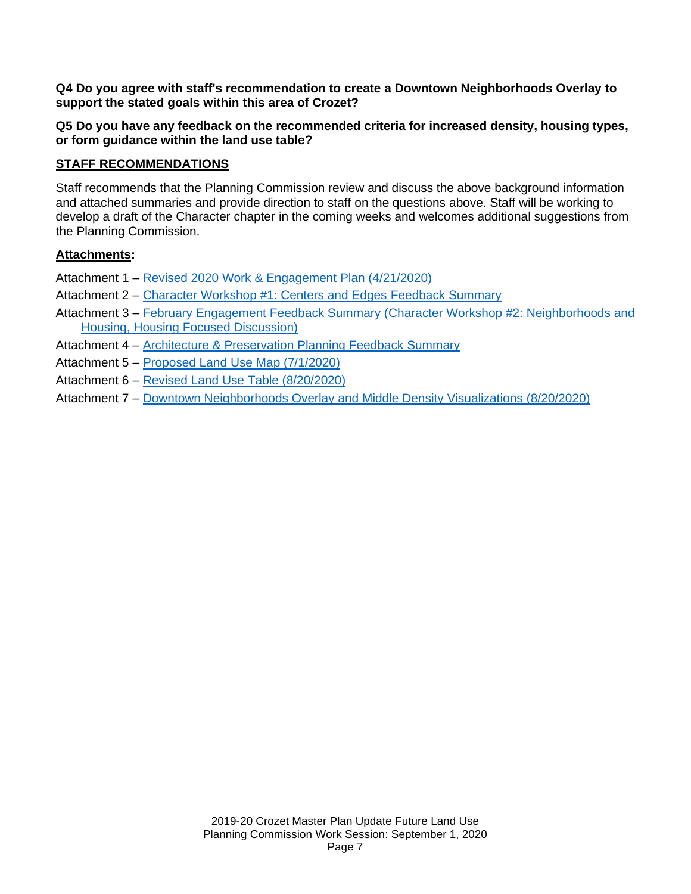**Q4 Do you agree with staff's recommendation to create a Downtown Neighborhoods Overlay to support the stated goals within this area of Crozet?**

**Q5 Do you have any feedback on the recommended criteria for increased density, housing types, or form guidance within the land use table?**

## STAFF RECOMMENDATIONS

Staff recommends that the Planning Commission review and discuss the above background information and attached summaries and provide direction to staff on the questions above. Staff will be working to develop a draft of the Character chapter in the coming weeks and welcomes additional suggestions from the Planning Commission.

## Attachments:

Attachment 1 – Revised 2020 Work & Engagement Plan (4/21/2020)

Attachment 2 – Character Workshop #1: Centers and Edges Feedback Summary

Attachment 3 – February Engagement Feedback Summary (Character Workshop #2: Neighborhoods and Housing, Housing Focused Discussion)

Attachment 4 – Architecture & Preservation Planning Feedback Summary

Attachment 5 – Proposed Land Use Map (7/1/2020)

Attachment 6 – Revised Land Use Table (8/20/2020)

Attachment 7 – Downtown Neighborhoods Overlay and Middle Density Visualizations (8/20/2020)